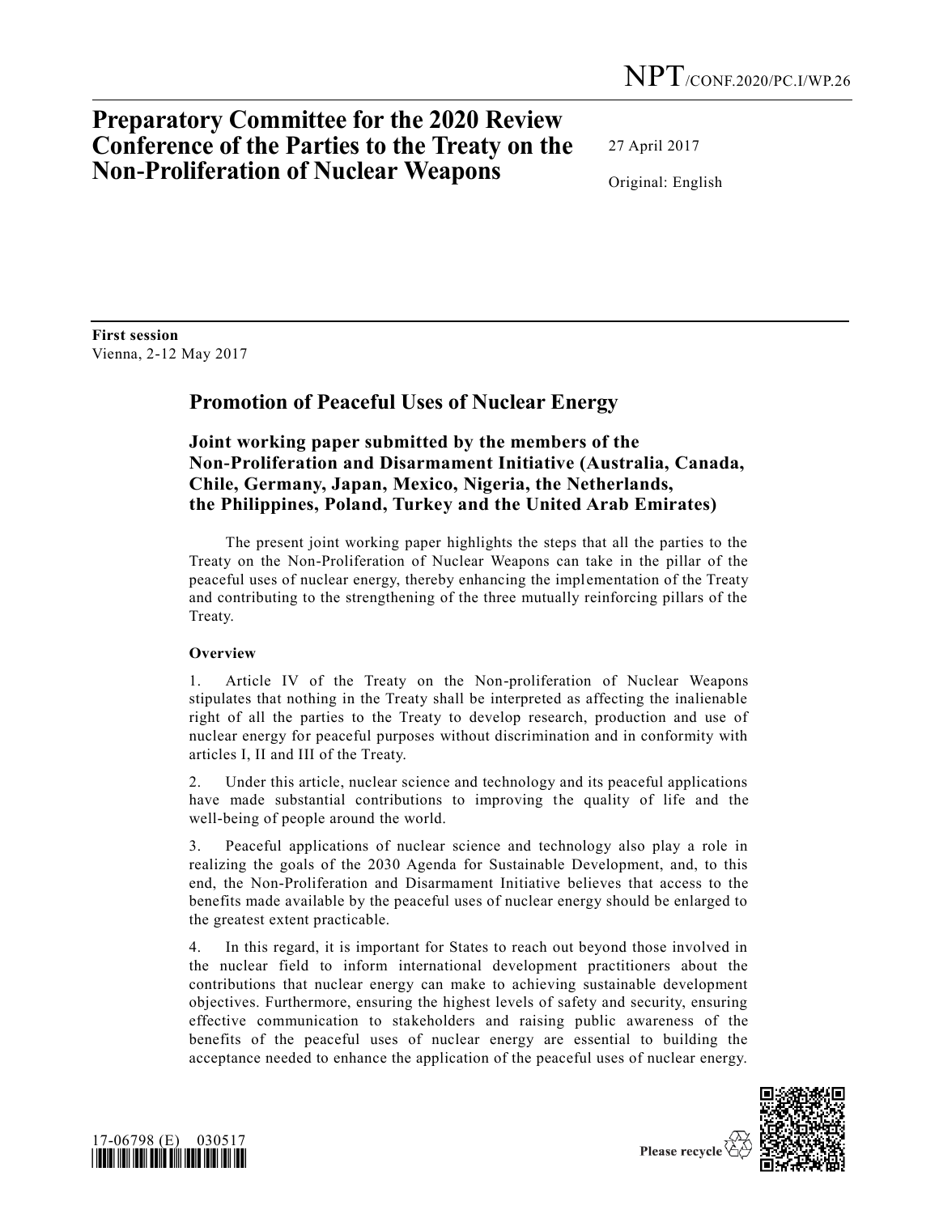NPT/CONF.2020/PC.I/WP.26

# Preparatory Committee for the 2020 Review Conference of the Parties to the Treaty on the Non-Proliferation of Nuclear Weapons

27 April 2017

Original: English

**First session**
Vienna, 2-12 May 2017

## Promotion of Peaceful Uses of Nuclear Energy

### Joint working paper submitted by the members of the Non-Proliferation and Disarmament Initiative (Australia, Canada, Chile, Germany, Japan, Mexico, Nigeria, the Netherlands, the Philippines, Poland, Turkey and the United Arab Emirates)

The present joint working paper highlights the steps that all the parties to the Treaty on the Non-Proliferation of Nuclear Weapons can take in the pillar of the peaceful uses of nuclear energy, thereby enhancing the implementation of the Treaty and contributing to the strengthening of the three mutually reinforcing pillars of the Treaty.

**Overview**

1. Article IV of the Treaty on the Non-proliferation of Nuclear Weapons stipulates that nothing in the Treaty shall be interpreted as affecting the inalienable right of all the parties to the Treaty to develop research, production and use of nuclear energy for peaceful purposes without discrimination and in conformity with articles I, II and III of the Treaty.

2. Under this article, nuclear science and technology and its peaceful applications have made substantial contributions to improving the quality of life and the well-being of people around the world.

3. Peaceful applications of nuclear science and technology also play a role in realizing the goals of the 2030 Agenda for Sustainable Development, and, to this end, the Non-Proliferation and Disarmament Initiative believes that access to the benefits made available by the peaceful uses of nuclear energy should be enlarged to the greatest extent practicable.

4. In this regard, it is important for States to reach out beyond those involved in the nuclear field to inform international development practitioners about the contributions that nuclear energy can make to achieving sustainable development objectives. Furthermore, ensuring the highest levels of safety and security, ensuring effective communication to stakeholders and raising public awareness of the benefits of the peaceful uses of nuclear energy are essential to building the acceptance needed to enhance the application of the peaceful uses of nuclear energy.

17-06798 (E) 030517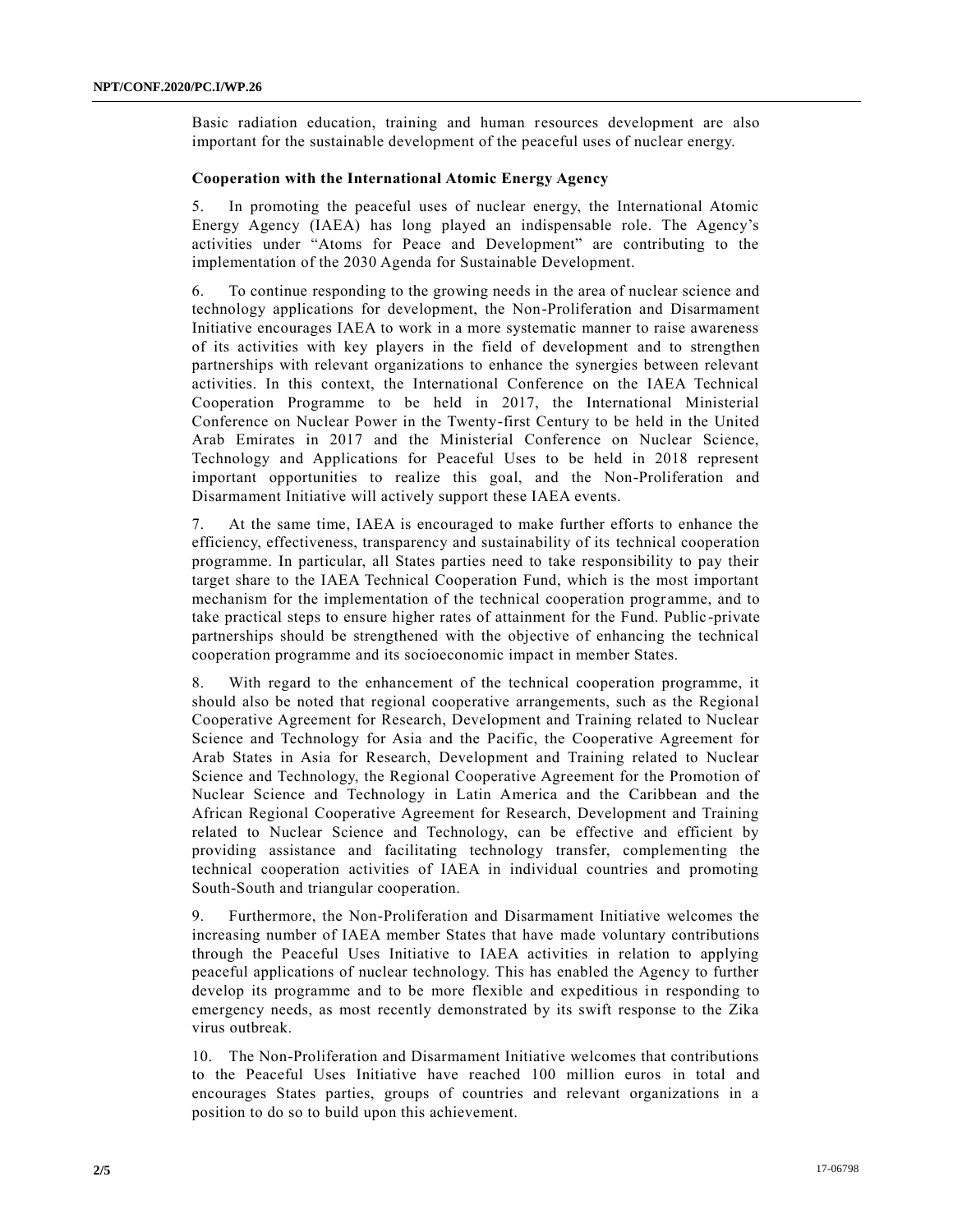Basic radiation education, training and human resources development are also important for the sustainable development of the peaceful uses of nuclear energy.

**Cooperation with the International Atomic Energy Agency**

5. In promoting the peaceful uses of nuclear energy, the International Atomic Energy Agency (IAEA) has long played an indispensable role. The Agency's activities under "Atoms for Peace and Development" are contributing to the implementation of the 2030 Agenda for Sustainable Development.

6. To continue responding to the growing needs in the area of nuclear science and technology applications for development, the Non-Proliferation and Disarmament Initiative encourages IAEA to work in a more systematic manner to raise awareness of its activities with key players in the field of development and to strengthen partnerships with relevant organizations to enhance the synergies between relevant activities. In this context, the International Conference on the IAEA Technical Cooperation Programme to be held in 2017, the International Ministerial Conference on Nuclear Power in the Twenty-first Century to be held in the United Arab Emirates in 2017 and the Ministerial Conference on Nuclear Science, Technology and Applications for Peaceful Uses to be held in 2018 represent important opportunities to realize this goal, and the Non-Proliferation and Disarmament Initiative will actively support these IAEA events.

7. At the same time, IAEA is encouraged to make further efforts to enhance the efficiency, effectiveness, transparency and sustainability of its technical cooperation programme. In particular, all States parties need to take responsibility to pay their target share to the IAEA Technical Cooperation Fund, which is the most important mechanism for the implementation of the technical cooperation programme, and to take practical steps to ensure higher rates of attainment for the Fund. Public-private partnerships should be strengthened with the objective of enhancing the technical cooperation programme and its socioeconomic impact in member States.

8. With regard to the enhancement of the technical cooperation programme, it should also be noted that regional cooperative arrangements, such as the Regional Cooperative Agreement for Research, Development and Training related to Nuclear Science and Technology for Asia and the Pacific, the Cooperative Agreement for Arab States in Asia for Research, Development and Training related to Nuclear Science and Technology, the Regional Cooperative Agreement for the Promotion of Nuclear Science and Technology in Latin America and the Caribbean and the African Regional Cooperative Agreement for Research, Development and Training related to Nuclear Science and Technology, can be effective and efficient by providing assistance and facilitating technology transfer, complementing the technical cooperation activities of IAEA in individual countries and promoting South-South and triangular cooperation.

9. Furthermore, the Non-Proliferation and Disarmament Initiative welcomes the increasing number of IAEA member States that have made voluntary contributions through the Peaceful Uses Initiative to IAEA activities in relation to applying peaceful applications of nuclear technology. This has enabled the Agency to further develop its programme and to be more flexible and expeditious in responding to emergency needs, as most recently demonstrated by its swift response to the Zika virus outbreak.

10. The Non-Proliferation and Disarmament Initiative welcomes that contributions to the Peaceful Uses Initiative have reached 100 million euros in total and encourages States parties, groups of countries and relevant organizations in a position to do so to build upon this achievement.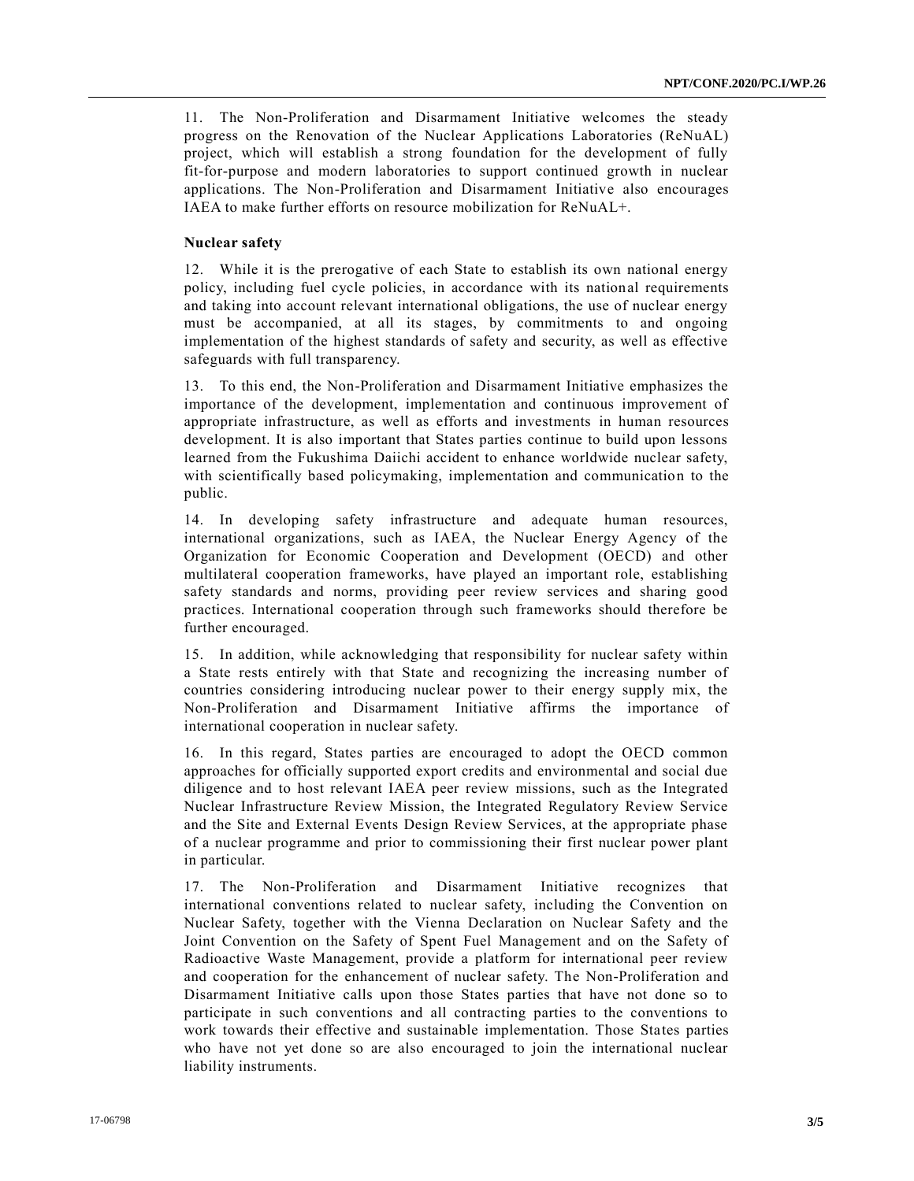11. The Non-Proliferation and Disarmament Initiative welcomes the steady progress on the Renovation of the Nuclear Applications Laboratories (ReNuAL) project, which will establish a strong foundation for the development of fully fit-for-purpose and modern laboratories to support continued growth in nuclear applications. The Non-Proliferation and Disarmament Initiative also encourages IAEA to make further efforts on resource mobilization for ReNuAL+.

**Nuclear safety**

12. While it is the prerogative of each State to establish its own national energy policy, including fuel cycle policies, in accordance with its national requirements and taking into account relevant international obligations, the use of nuclear energy must be accompanied, at all its stages, by commitments to and ongoing implementation of the highest standards of safety and security, as well as effective safeguards with full transparency.

13. To this end, the Non-Proliferation and Disarmament Initiative emphasizes the importance of the development, implementation and continuous improvement of appropriate infrastructure, as well as efforts and investments in human resources development. It is also important that States parties continue to build upon lessons learned from the Fukushima Daiichi accident to enhance worldwide nuclear safety, with scientifically based policymaking, implementation and communication to the public.

14. In developing safety infrastructure and adequate human resources, international organizations, such as IAEA, the Nuclear Energy Agency of the Organization for Economic Cooperation and Development (OECD) and other multilateral cooperation frameworks, have played an important role, establishing safety standards and norms, providing peer review services and sharing good practices. International cooperation through such frameworks should therefore be further encouraged.

15. In addition, while acknowledging that responsibility for nuclear safety within a State rests entirely with that State and recognizing the increasing number of countries considering introducing nuclear power to their energy supply mix, the Non-Proliferation and Disarmament Initiative affirms the importance of international cooperation in nuclear safety.

16. In this regard, States parties are encouraged to adopt the OECD common approaches for officially supported export credits and environmental and social due diligence and to host relevant IAEA peer review missions, such as the Integrated Nuclear Infrastructure Review Mission, the Integrated Regulatory Review Service and the Site and External Events Design Review Services, at the appropriate phase of a nuclear programme and prior to commissioning their first nuclear power plant in particular.

17. The Non-Proliferation and Disarmament Initiative recognizes that international conventions related to nuclear safety, including the Convention on Nuclear Safety, together with the Vienna Declaration on Nuclear Safety and the Joint Convention on the Safety of Spent Fuel Management and on the Safety of Radioactive Waste Management, provide a platform for international peer review and cooperation for the enhancement of nuclear safety. The Non-Proliferation and Disarmament Initiative calls upon those States parties that have not done so to participate in such conventions and all contracting parties to the conventions to work towards their effective and sustainable implementation. Those States parties who have not yet done so are also encouraged to join the international nuclear liability instruments.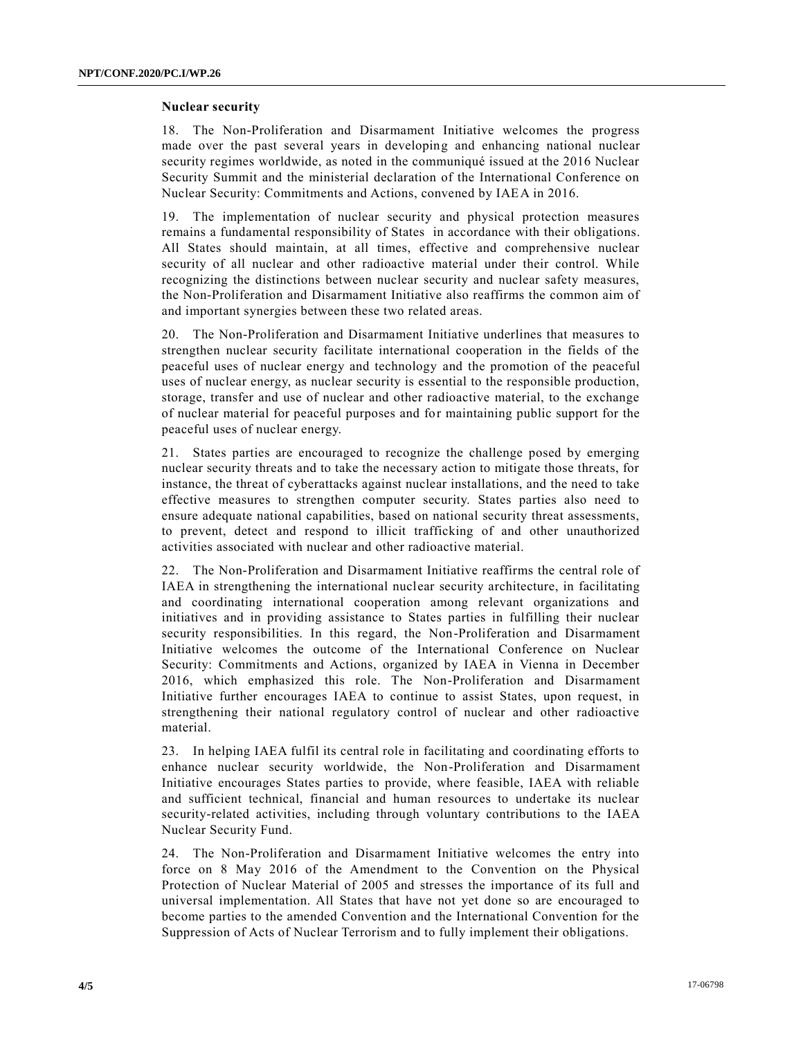### Nuclear security

18. The Non-Proliferation and Disarmament Initiative welcomes the progress made over the past several years in developing and enhancing national nuclear security regimes worldwide, as noted in the communiqué issued at the 2016 Nuclear Security Summit and the ministerial declaration of the International Conference on Nuclear Security: Commitments and Actions, convened by IAEA in 2016.

19. The implementation of nuclear security and physical protection measures remains a fundamental responsibility of States in accordance with their obligations. All States should maintain, at all times, effective and comprehensive nuclear security of all nuclear and other radioactive material under their control. While recognizing the distinctions between nuclear security and nuclear safety measures, the Non-Proliferation and Disarmament Initiative also reaffirms the common aim of and important synergies between these two related areas.

20. The Non-Proliferation and Disarmament Initiative underlines that measures to strengthen nuclear security facilitate international cooperation in the fields of the peaceful uses of nuclear energy and technology and the promotion of the peaceful uses of nuclear energy, as nuclear security is essential to the responsible production, storage, transfer and use of nuclear and other radioactive material, to the exchange of nuclear material for peaceful purposes and for maintaining public support for the peaceful uses of nuclear energy.

21. States parties are encouraged to recognize the challenge posed by emerging nuclear security threats and to take the necessary action to mitigate those threats, for instance, the threat of cyberattacks against nuclear installations, and the need to take effective measures to strengthen computer security. States parties also need to ensure adequate national capabilities, based on national security threat assessments, to prevent, detect and respond to illicit trafficking of and other unauthorized activities associated with nuclear and other radioactive material.

22. The Non-Proliferation and Disarmament Initiative reaffirms the central role of IAEA in strengthening the international nuclear security architecture, in facilitating and coordinating international cooperation among relevant organizations and initiatives and in providing assistance to States parties in fulfilling their nuclear security responsibilities. In this regard, the Non-Proliferation and Disarmament Initiative welcomes the outcome of the International Conference on Nuclear Security: Commitments and Actions, organized by IAEA in Vienna in December 2016, which emphasized this role. The Non-Proliferation and Disarmament Initiative further encourages IAEA to continue to assist States, upon request, in strengthening their national regulatory control of nuclear and other radioactive material.

23. In helping IAEA fulfil its central role in facilitating and coordinating efforts to enhance nuclear security worldwide, the Non-Proliferation and Disarmament Initiative encourages States parties to provide, where feasible, IAEA with reliable and sufficient technical, financial and human resources to undertake its nuclear security-related activities, including through voluntary contributions to the IAEA Nuclear Security Fund.

24. The Non-Proliferation and Disarmament Initiative welcomes the entry into force on 8 May 2016 of the Amendment to the Convention on the Physical Protection of Nuclear Material of 2005 and stresses the importance of its full and universal implementation. All States that have not yet done so are encouraged to become parties to the amended Convention and the International Convention for the Suppression of Acts of Nuclear Terrorism and to fully implement their obligations.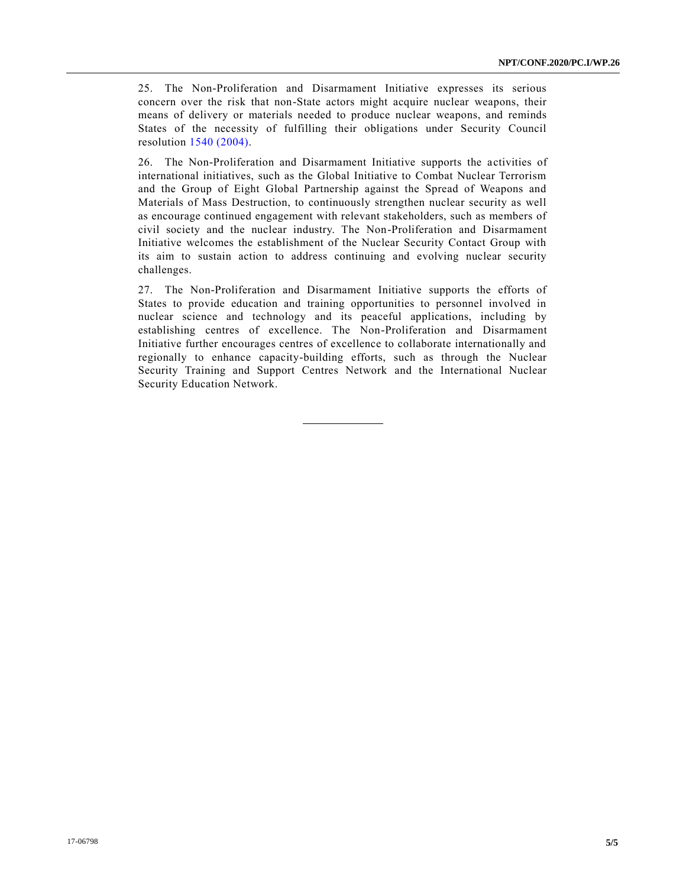25. The Non-Proliferation and Disarmament Initiative expresses its serious concern over the risk that non-State actors might acquire nuclear weapons, their means of delivery or materials needed to produce nuclear weapons, and reminds States of the necessity of fulfilling their obligations under Security Council resolution 1540 (2004).

26. The Non-Proliferation and Disarmament Initiative supports the activities of international initiatives, such as the Global Initiative to Combat Nuclear Terrorism and the Group of Eight Global Partnership against the Spread of Weapons and Materials of Mass Destruction, to continuously strengthen nuclear security as well as encourage continued engagement with relevant stakeholders, such as members of civil society and the nuclear industry. The Non-Proliferation and Disarmament Initiative welcomes the establishment of the Nuclear Security Contact Group with its aim to sustain action to address continuing and evolving nuclear security challenges.

27. The Non-Proliferation and Disarmament Initiative supports the efforts of States to provide education and training opportunities to personnel involved in nuclear science and technology and its peaceful applications, including by establishing centres of excellence. The Non-Proliferation and Disarmament Initiative further encourages centres of excellence to collaborate internationally and regionally to enhance capacity-building efforts, such as through the Nuclear Security Training and Support Centres Network and the International Nuclear Security Education Network.